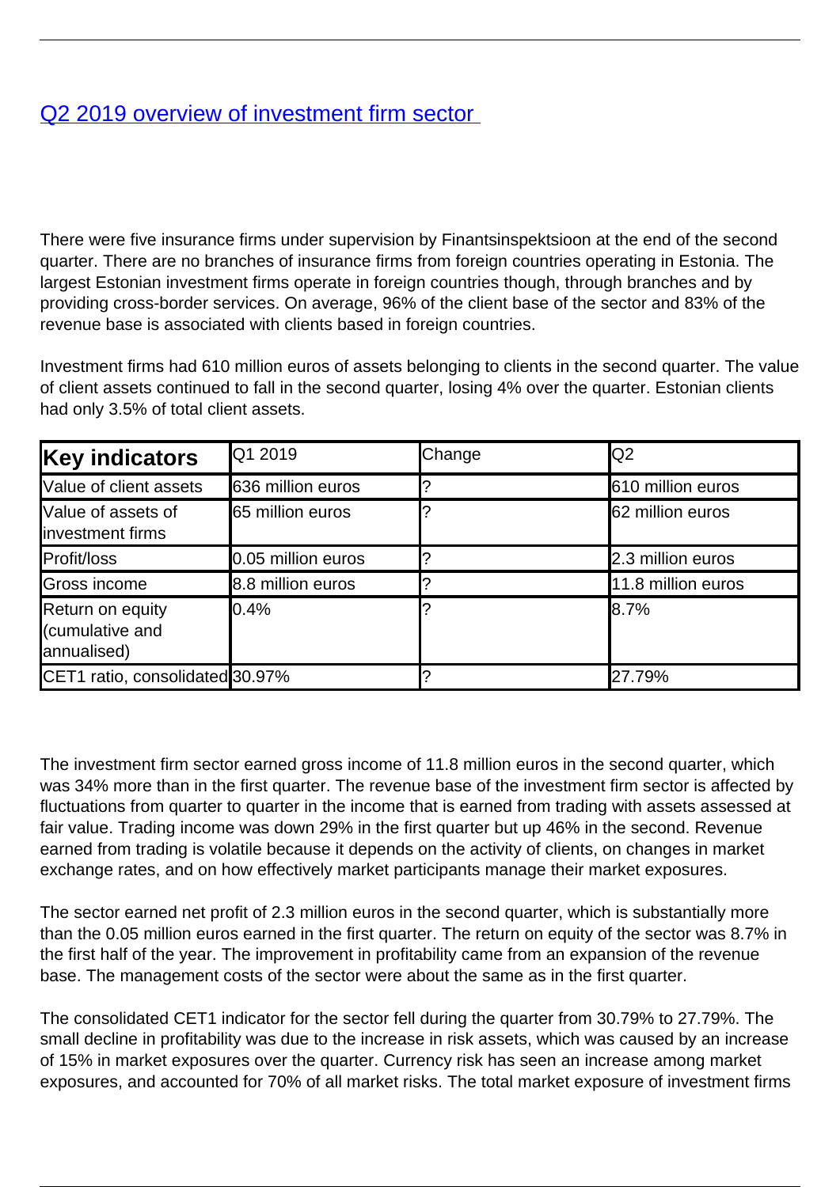# [Q2 2019 overview of investment firm sector](#)

There were five insurance firms under supervision by Finantsinspektsioon at the end of the second quarter. There are no branches of insurance firms from foreign countries operating in Estonia. The largest Estonian investment firms operate in foreign countries though, through branches and by providing cross-border services. On average, 96% of the client base of the sector and 83% of the revenue base is associated with clients based in foreign countries.

Investment firms had 610 million euros of assets belonging to clients in the second quarter. The value of client assets continued to fall in the second quarter, losing 4% over the quarter. Estonian clients had only 3.5% of total client assets.

| **Key indicators** | Q1 2019 | Change | Q2 |
|---|---|---|---|
| Value of client assets | 636 million euros | ? | 610 million euros |
| Value of assets of investment firms | 65 million euros | ? | 62 million euros |
| Profit/loss | 0.05 million euros | ? | 2.3 million euros |
| Gross income | 8.8 million euros | ? | 11.8 million euros |
| Return on equity (cumulative and annualised) | 0.4% | ? | 8.7% |
| CET1 ratio, consolidated | 30.97% | ? | 27.79% |

The investment firm sector earned gross income of 11.8 million euros in the second quarter, which was 34% more than in the first quarter. The revenue base of the investment firm sector is affected by fluctuations from quarter to quarter in the income that is earned from trading with assets assessed at fair value. Trading income was down 29% in the first quarter but up 46% in the second. Revenue earned from trading is volatile because it depends on the activity of clients, on changes in market exchange rates, and on how effectively market participants manage their market exposures.

The sector earned net profit of 2.3 million euros in the second quarter, which is substantially more than the 0.05 million euros earned in the first quarter. The return on equity of the sector was 8.7% in the first half of the year. The improvement in profitability came from an expansion of the revenue base. The management costs of the sector were about the same as in the first quarter.

The consolidated CET1 indicator for the sector fell during the quarter from 30.79% to 27.79%. The small decline in profitability was due to the increase in risk assets, which was caused by an increase of 15% in market exposures over the quarter. Currency risk has seen an increase among market exposures, and accounted for 70% of all market risks. The total market exposure of investment firms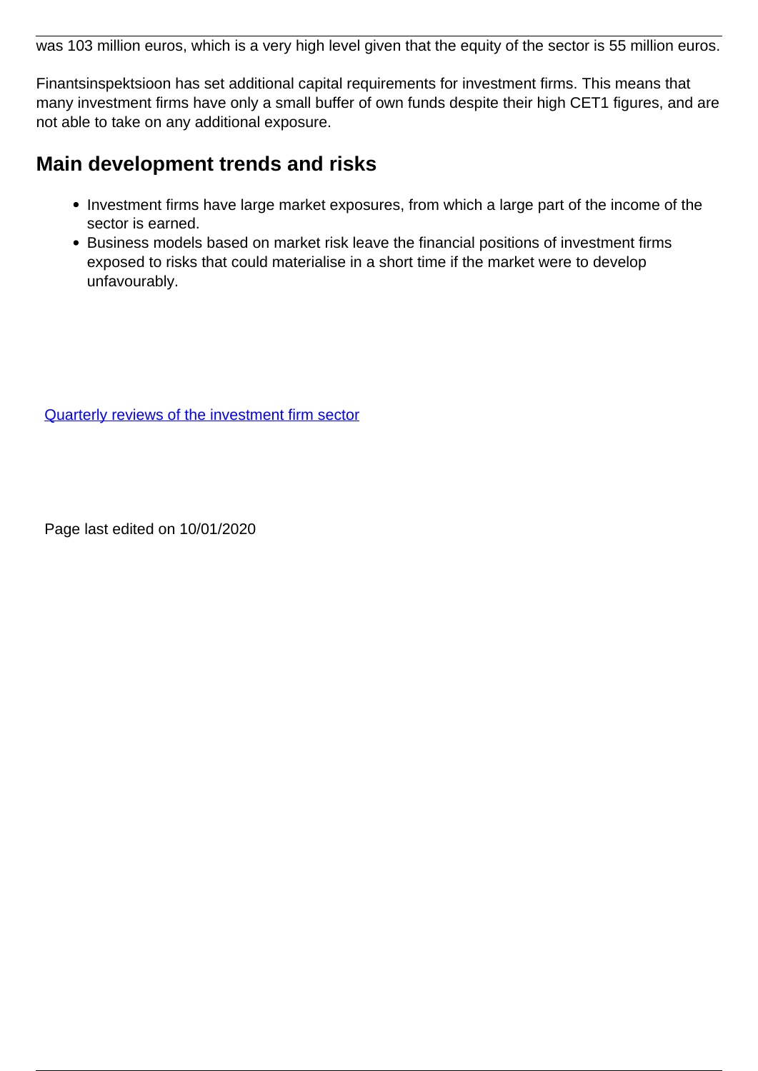was 103 million euros, which is a very high level given that the equity of the sector is 55 million euros.

Finantsinspektsioon has set additional capital requirements for investment firms. This means that many investment firms have only a small buffer of own funds despite their high CET1 figures, and are not able to take on any additional exposure.

## Main development trends and risks

- Investment firms have large market exposures, from which a large part of the income of the sector is earned.
- Business models based on market risk leave the financial positions of investment firms exposed to risks that could materialise in a short time if the market were to develop unfavourably.

Quarterly reviews of the investment firm sector

Page last edited on 10/01/2020